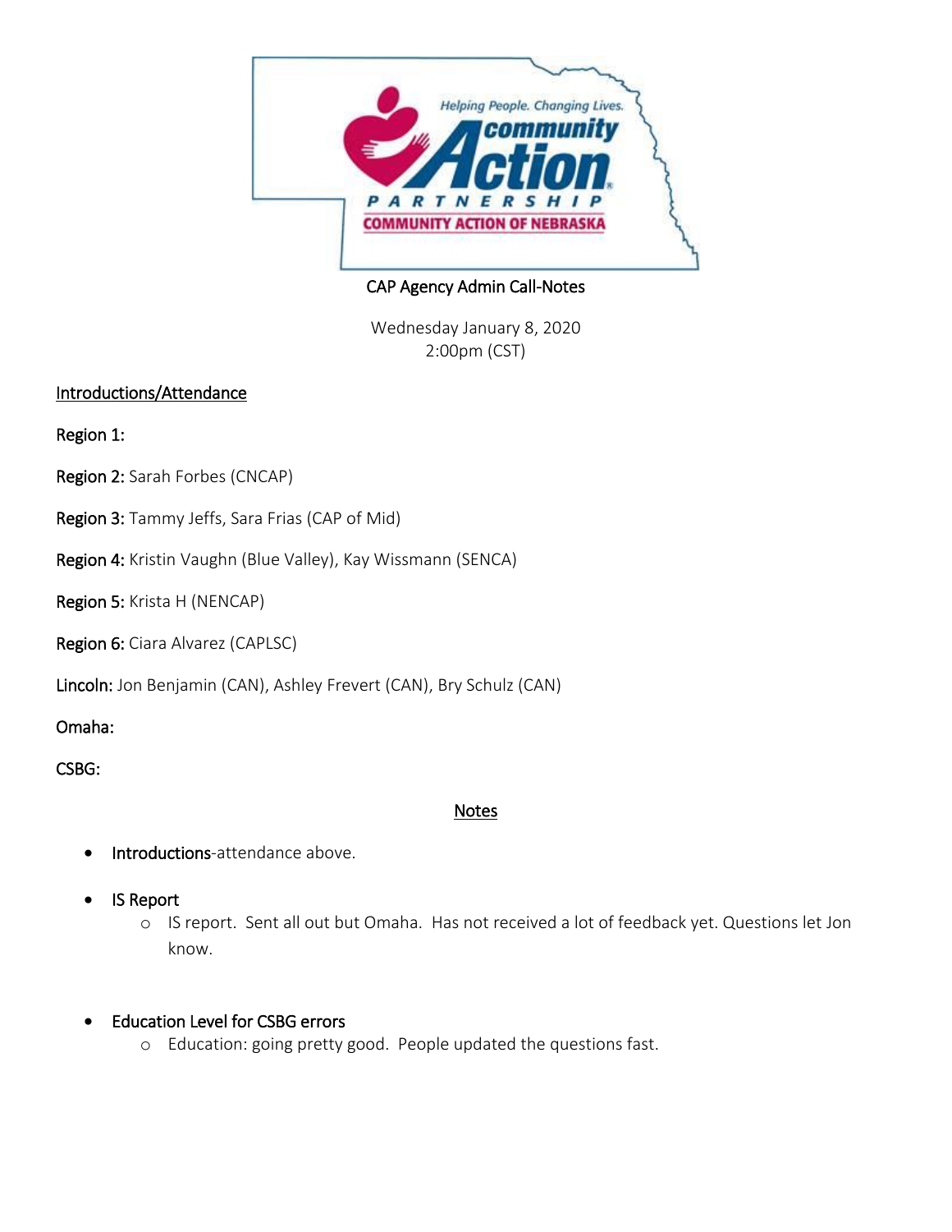Helping People. Changing Lives.

community Action

PARTNERSHIP

COMMUNITY ACTION OF NEBRASKA

CAP Agency Admin Call-Notes

Wednesday January 8, 2020
2:00pm (CST)

## Introductions/Attendance

**Region 1:**

**Region 2:** Sarah Forbes (CNCAP)

**Region 3:** Tammy Jeffs, Sara Frias (CAP of Mid)

**Region 4:** Kristin Vaughn (Blue Valley), Kay Wissmann (SENCA)

**Region 5:** Krista H (NENCAP)

**Region 6:** Ciara Alvarez (CAPLSC)

**Lincoln:** Jon Benjamin (CAN), Ashley Frevert (CAN), Bry Schulz (CAN)

**Omaha:**

**CSBG:**

## Notes

- **Introductions**-attendance above.
- **IS Report**
  - IS report. Sent all out but Omaha. Has not received a lot of feedback yet. Questions let Jon know.
- **Education Level for CSBG errors**
  - Education: going pretty good. People updated the questions fast.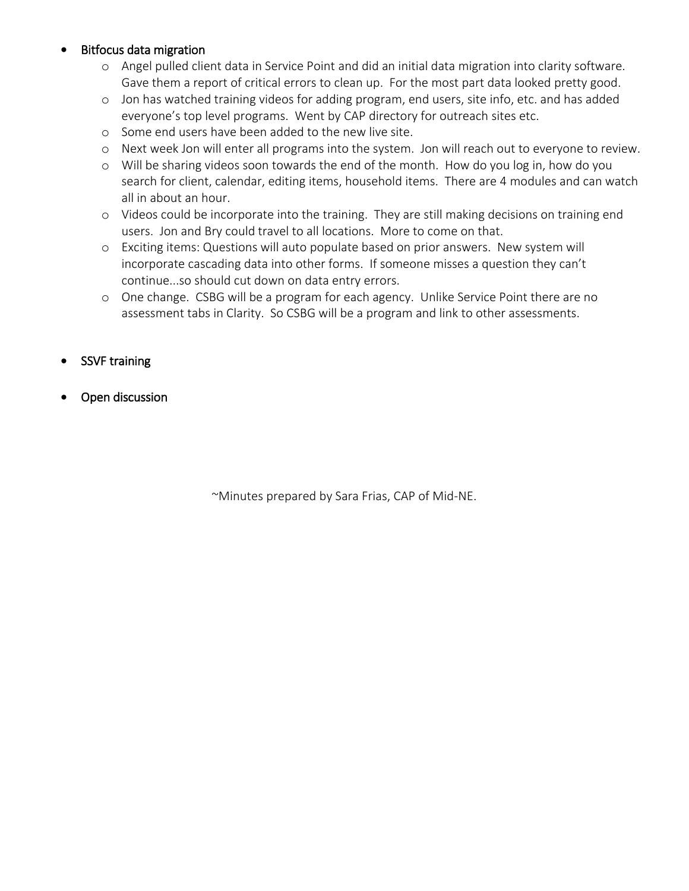- Bitfocus data migration
  - Angel pulled client data in Service Point and did an initial data migration into clarity software. Gave them a report of critical errors to clean up. For the most part data looked pretty good.
  - Jon has watched training videos for adding program, end users, site info, etc. and has added everyone's top level programs. Went by CAP directory for outreach sites etc.
  - Some end users have been added to the new live site.
  - Next week Jon will enter all programs into the system. Jon will reach out to everyone to review.
  - Will be sharing videos soon towards the end of the month. How do you log in, how do you search for client, calendar, editing items, household items. There are 4 modules and can watch all in about an hour.
  - Videos could be incorporate into the training. They are still making decisions on training end users. Jon and Bry could travel to all locations. More to come on that.
  - Exciting items: Questions will auto populate based on prior answers. New system will incorporate cascading data into other forms. If someone misses a question they can't continue...so should cut down on data entry errors.
  - One change. CSBG will be a program for each agency. Unlike Service Point there are no assessment tabs in Clarity. So CSBG will be a program and link to other assessments.

- SSVF training

- Open discussion

~Minutes prepared by Sara Frias, CAP of Mid-NE.